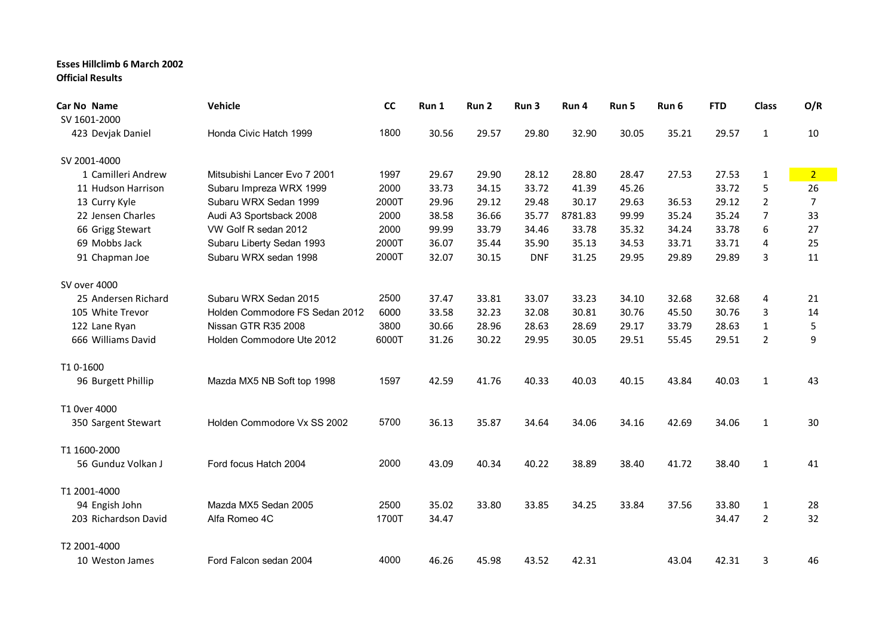**Esses Hillclimb 6 March 2002**
**Official Results**

| Car No | Name | Vehicle | CC | Run 1 | Run 2 | Run 3 | Run 4 | Run 5 | Run 6 | FTD | Class | O/R |
|---|---|---|---|---|---|---|---|---|---|---|---|---|
| SV 1601-2000 | | | | | | | | | | | | |
| 423 | Devjak Daniel | Honda Civic Hatch 1999 | 1800 | 30.56 | 29.57 | 29.80 | 32.90 | 30.05 | 35.21 | 29.57 | 1 | 10 |
| SV 2001-4000 | | | | | | | | | | | | |
| 1 | Camilleri Andrew | Mitsubishi Lancer Evo 7 2001 | 1997 | 29.67 | 29.90 | 28.12 | 28.80 | 28.47 | 27.53 | 27.53 | 1 | 2 |
| 11 | Hudson Harrison | Subaru Impreza WRX 1999 | 2000 | 33.73 | 34.15 | 33.72 | 41.39 | 45.26 | | 33.72 | 5 | 26 |
| 13 | Curry Kyle | Subaru WRX Sedan 1999 | 2000T | 29.96 | 29.12 | 29.48 | 30.17 | 29.63 | 36.53 | 29.12 | 2 | 7 |
| 22 | Jensen Charles | Audi A3 Sportsback 2008 | 2000 | 38.58 | 36.66 | 35.77 | 8781.83 | 99.99 | 35.24 | 35.24 | 7 | 33 |
| 66 | Grigg Stewart | VW Golf R sedan 2012 | 2000 | 99.99 | 33.79 | 34.46 | 33.78 | 35.32 | 34.24 | 33.78 | 6 | 27 |
| 69 | Mobbs Jack | Subaru Liberty Sedan 1993 | 2000T | 36.07 | 35.44 | 35.90 | 35.13 | 34.53 | 33.71 | 33.71 | 4 | 25 |
| 91 | Chapman Joe | Subaru WRX sedan 1998 | 2000T | 32.07 | 30.15 | DNF | 31.25 | 29.95 | 29.89 | 29.89 | 3 | 11 |
| SV over 4000 | | | | | | | | | | | | |
| 25 | Andersen Richard | Subaru WRX Sedan 2015 | 2500 | 37.47 | 33.81 | 33.07 | 33.23 | 34.10 | 32.68 | 32.68 | 4 | 21 |
| 105 | White Trevor | Holden Commodore FS Sedan 2012 | 6000 | 33.58 | 32.23 | 32.08 | 30.81 | 30.76 | 45.50 | 30.76 | 3 | 14 |
| 122 | Lane Ryan | Nissan GTR R35 2008 | 3800 | 30.66 | 28.96 | 28.63 | 28.69 | 29.17 | 33.79 | 28.63 | 1 | 5 |
| 666 | Williams David | Holden Commodore Ute 2012 | 6000T | 31.26 | 30.22 | 29.95 | 30.05 | 29.51 | 55.45 | 29.51 | 2 | 9 |
| T1 0-1600 | | | | | | | | | | | | |
| 96 | Burgett Phillip | Mazda MX5 NB Soft top 1998 | 1597 | 42.59 | 41.76 | 40.33 | 40.03 | 40.15 | 43.84 | 40.03 | 1 | 43 |
| T1 0ver 4000 | | | | | | | | | | | | |
| 350 | Sargent Stewart | Holden Commodore Vx SS 2002 | 5700 | 36.13 | 35.87 | 34.64 | 34.06 | 34.16 | 42.69 | 34.06 | 1 | 30 |
| T1 1600-2000 | | | | | | | | | | | | |
| 56 | Gunduz Volkan J | Ford focus Hatch 2004 | 2000 | 43.09 | 40.34 | 40.22 | 38.89 | 38.40 | 41.72 | 38.40 | 1 | 41 |
| T1 2001-4000 | | | | | | | | | | | | |
| 94 | Engish John | Mazda MX5 Sedan 2005 | 2500 | 35.02 | 33.80 | 33.85 | 34.25 | 33.84 | 37.56 | 33.80 | 1 | 28 |
| 203 | Richardson David | Alfa Romeo 4C | 1700T | 34.47 | | | | | | 34.47 | 2 | 32 |
| T2 2001-4000 | | | | | | | | | | | | |
| 10 | Weston James | Ford Falcon sedan 2004 | 4000 | 46.26 | 45.98 | 43.52 | 42.31 | | 43.04 | 42.31 | 3 | 46 |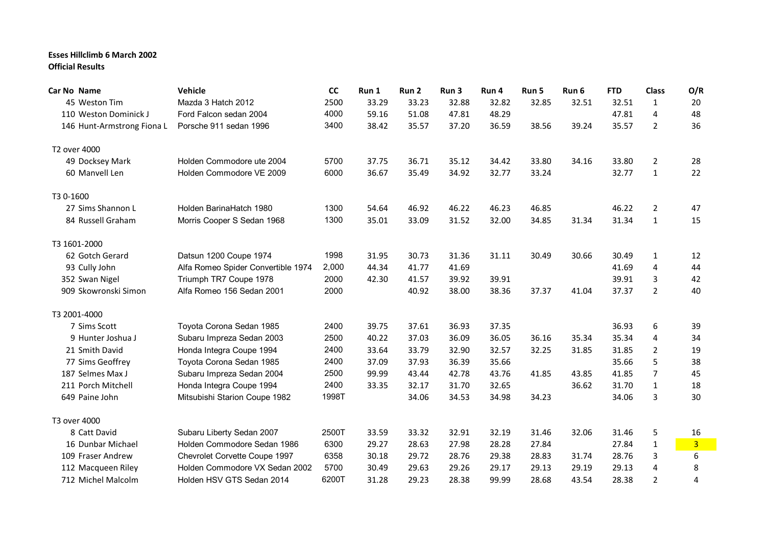**Esses Hillclimb 6 March 2002**
**Official Results**

| Car No | Name | Vehicle | CC | Run 1 | Run 2 | Run 3 | Run 4 | Run 5 | Run 6 | FTD | Class | O/R |
|---|---|---|---|---|---|---|---|---|---|---|---|---|
| 45 | Weston Tim | Mazda 3 Hatch 2012 | 2500 | 33.29 | 33.23 | 32.88 | 32.82 | 32.85 | 32.51 | 32.51 | 1 | 20 |
| 110 | Weston Dominick J | Ford Falcon sedan 2004 | 4000 | 59.16 | 51.08 | 47.81 | 48.29 | | | 47.81 | 4 | 48 |
| 146 | Hunt-Armstrong Fiona L | Porsche 911 sedan 1996 | 3400 | 38.42 | 35.57 | 37.20 | 36.59 | 38.56 | 39.24 | 35.57 | 2 | 36 |
| T2 over 4000 | | | | | | | | | | | | |
| 49 | Docksey Mark | Holden Commodore ute 2004 | 5700 | 37.75 | 36.71 | 35.12 | 34.42 | 33.80 | 34.16 | 33.80 | 2 | 28 |
| 60 | Manvell Len | Holden Commodore VE 2009 | 6000 | 36.67 | 35.49 | 34.92 | 32.77 | 33.24 | | 32.77 | 1 | 22 |
| T3 0-1600 | | | | | | | | | | | | |
| 27 | Sims Shannon L | Holden BarinaHatch 1980 | 1300 | 54.64 | 46.92 | 46.22 | 46.23 | 46.85 | | 46.22 | 2 | 47 |
| 84 | Russell Graham | Morris Cooper S Sedan 1968 | 1300 | 35.01 | 33.09 | 31.52 | 32.00 | 34.85 | 31.34 | 31.34 | 1 | 15 |
| T3 1601-2000 | | | | | | | | | | | | |
| 62 | Gotch Gerard | Datsun 1200 Coupe 1974 | 1998 | 31.95 | 30.73 | 31.36 | 31.11 | 30.49 | 30.66 | 30.49 | 1 | 12 |
| 93 | Cully John | Alfa Romeo Spider Convertible 1974 | 2,000 | 44.34 | 41.77 | 41.69 | | | | 41.69 | 4 | 44 |
| 352 | Swan Nigel | Triumph TR7 Coupe 1978 | 2000 | 42.30 | 41.57 | 39.92 | 39.91 | | | 39.91 | 3 | 42 |
| 909 | Skowronski Simon | Alfa Romeo 156 Sedan 2001 | 2000 | | 40.92 | 38.00 | 38.36 | 37.37 | 41.04 | 37.37 | 2 | 40 |
| T3 2001-4000 | | | | | | | | | | | | |
| 7 | Sims Scott | Toyota Corona Sedan 1985 | 2400 | 39.75 | 37.61 | 36.93 | 37.35 | | | 36.93 | 6 | 39 |
| 9 | Hunter Joshua J | Subaru Impreza Sedan 2003 | 2500 | 40.22 | 37.03 | 36.09 | 36.05 | 36.16 | 35.34 | 35.34 | 4 | 34 |
| 21 | Smith David | Honda Integra Coupe 1994 | 2400 | 33.64 | 33.79 | 32.90 | 32.57 | 32.25 | 31.85 | 31.85 | 2 | 19 |
| 77 | Sims Geoffrey | Toyota Corona Sedan 1985 | 2400 | 37.09 | 37.93 | 36.39 | 35.66 | | | 35.66 | 5 | 38 |
| 187 | Selmes Max J | Subaru Impreza Sedan 2004 | 2500 | 99.99 | 43.44 | 42.78 | 43.76 | 41.85 | 43.85 | 41.85 | 7 | 45 |
| 211 | Porch Mitchell | Honda Integra Coupe 1994 | 2400 | 33.35 | 32.17 | 31.70 | 32.65 | | 36.62 | 31.70 | 1 | 18 |
| 649 | Paine John | Mitsubishi Starion Coupe 1982 | 1998T | | 34.06 | 34.53 | 34.98 | 34.23 | | 34.06 | 3 | 30 |
| T3 over 4000 | | | | | | | | | | | | |
| 8 | Catt David | Subaru Liberty Sedan 2007 | 2500T | 33.59 | 33.32 | 32.91 | 32.19 | 31.46 | 32.06 | 31.46 | 5 | 16 |
| 16 | Dunbar Michael | Holden Commodore Sedan 1986 | 6300 | 29.27 | 28.63 | 27.98 | 28.28 | 27.84 | | 27.84 | 1 | 3 |
| 109 | Fraser Andrew | Chevrolet Corvette Coupe 1997 | 6358 | 30.18 | 29.72 | 28.76 | 29.38 | 28.83 | 31.74 | 28.76 | 3 | 6 |
| 112 | Macqueen Riley | Holden Commodore VX Sedan 2002 | 5700 | 30.49 | 29.63 | 29.26 | 29.17 | 29.13 | 29.19 | 29.13 | 4 | 8 |
| 712 | Michel Malcolm | Holden HSV GTS Sedan 2014 | 6200T | 31.28 | 29.23 | 28.38 | 99.99 | 28.68 | 43.54 | 28.38 | 2 | 4 |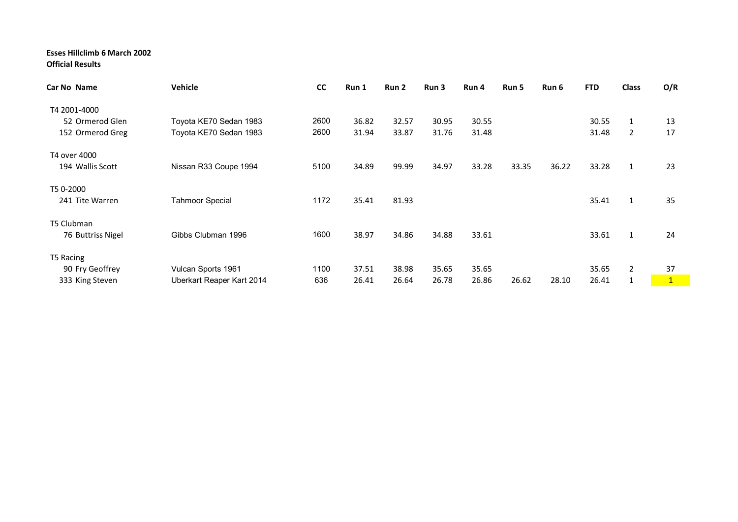**Esses Hillclimb 6 March 2002**
**Official Results**

| Car No | Name | Vehicle | CC | Run 1 | Run 2 | Run 3 | Run 4 | Run 5 | Run 6 | FTD | Class | O/R |
|---|---|---|---|---|---|---|---|---|---|---|---|---|
| T4 2001-4000 | | | | | | | | | | | | |
| 52 | Ormerod Glen | Toyota KE70 Sedan 1983 | 2600 | 36.82 | 32.57 | 30.95 | 30.55 | | | 30.55 | 1 | 13 |
| 152 | Ormerod Greg | Toyota KE70 Sedan 1983 | 2600 | 31.94 | 33.87 | 31.76 | 31.48 | | | 31.48 | 2 | 17 |
| T4 over 4000 | | | | | | | | | | | | |
| 194 | Wallis Scott | Nissan R33 Coupe 1994 | 5100 | 34.89 | 99.99 | 34.97 | 33.28 | 33.35 | 36.22 | 33.28 | 1 | 23 |
| T5 0-2000 | | | | | | | | | | | | |
| 241 | Tite Warren | Tahmoor Special | 1172 | 35.41 | 81.93 | | | | | 35.41 | 1 | 35 |
| T5 Clubman | | | | | | | | | | | | |
| 76 | Buttriss Nigel | Gibbs Clubman 1996 | 1600 | 38.97 | 34.86 | 34.88 | 33.61 | | | 33.61 | 1 | 24 |
| T5 Racing | | | | | | | | | | | | |
| 90 | Fry Geoffrey | Vulcan Sports 1961 | 1100 | 37.51 | 38.98 | 35.65 | 35.65 | | | 35.65 | 2 | 37 |
| 333 | King Steven | Uberkart Reaper Kart 2014 | 636 | 26.41 | 26.64 | 26.78 | 26.86 | 26.62 | 28.10 | 26.41 | 1 | 1 |